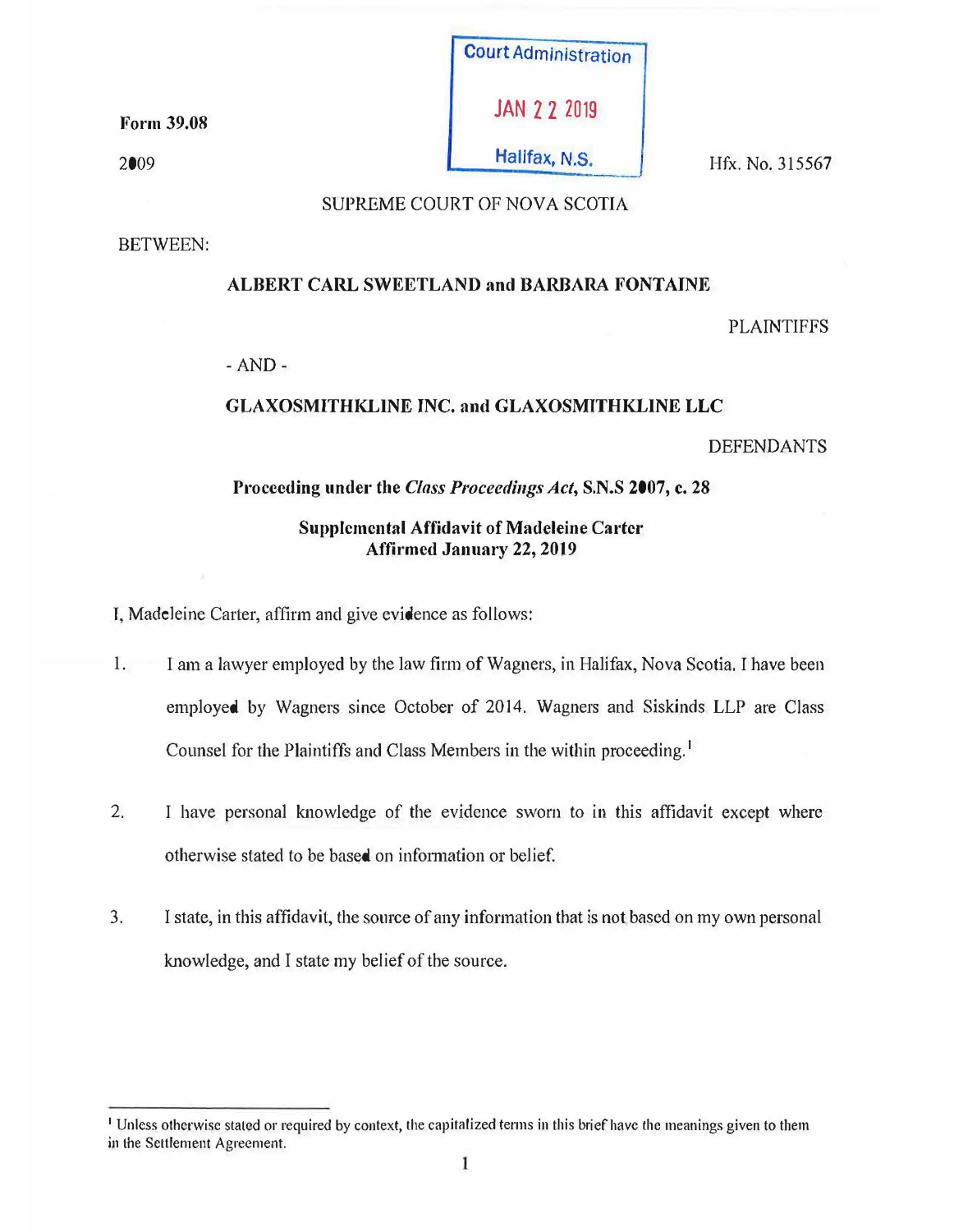Form 39.08

2009

Court Administration

JAN 22 2019

Halifax, N.S.

Hfx. No. 315567

SUPREME COURT OF NOVA SCOTIA

BETWEEN:

**ALBERT CARL SWEETLAND and BARBARA FONTAINE**

PLAINTIFFS

\- AND -

**GLAXOSMITHKLINE INC. and GLAXOSMITHKLINE LLC**

DEFENDANTS

**Proceeding under the *Class Proceedings Act*, S.N.S 2007, c. 28**

**Supplemental Affidavit of Madeleine Carter**
**Affirmed January 22, 2019**

I, Madeleine Carter, affirm and give evidence as follows:

1. I am a lawyer employed by the law firm of Wagners, in Halifax, Nova Scotia. I have been employed by Wagners since October of 2014. Wagners and Siskinds LLP are Class Counsel for the Plaintiffs and Class Members in the within proceeding.[1]

2. I have personal knowledge of the evidence sworn to in this affidavit except where otherwise stated to be based on information or belief.

3. I state, in this affidavit, the source of any information that is not based on my own personal knowledge, and I state my belief of the source.

[1] Unless otherwise stated or required by context, the capitalized terms in this brief have the meanings given to them in the Settlement Agreement.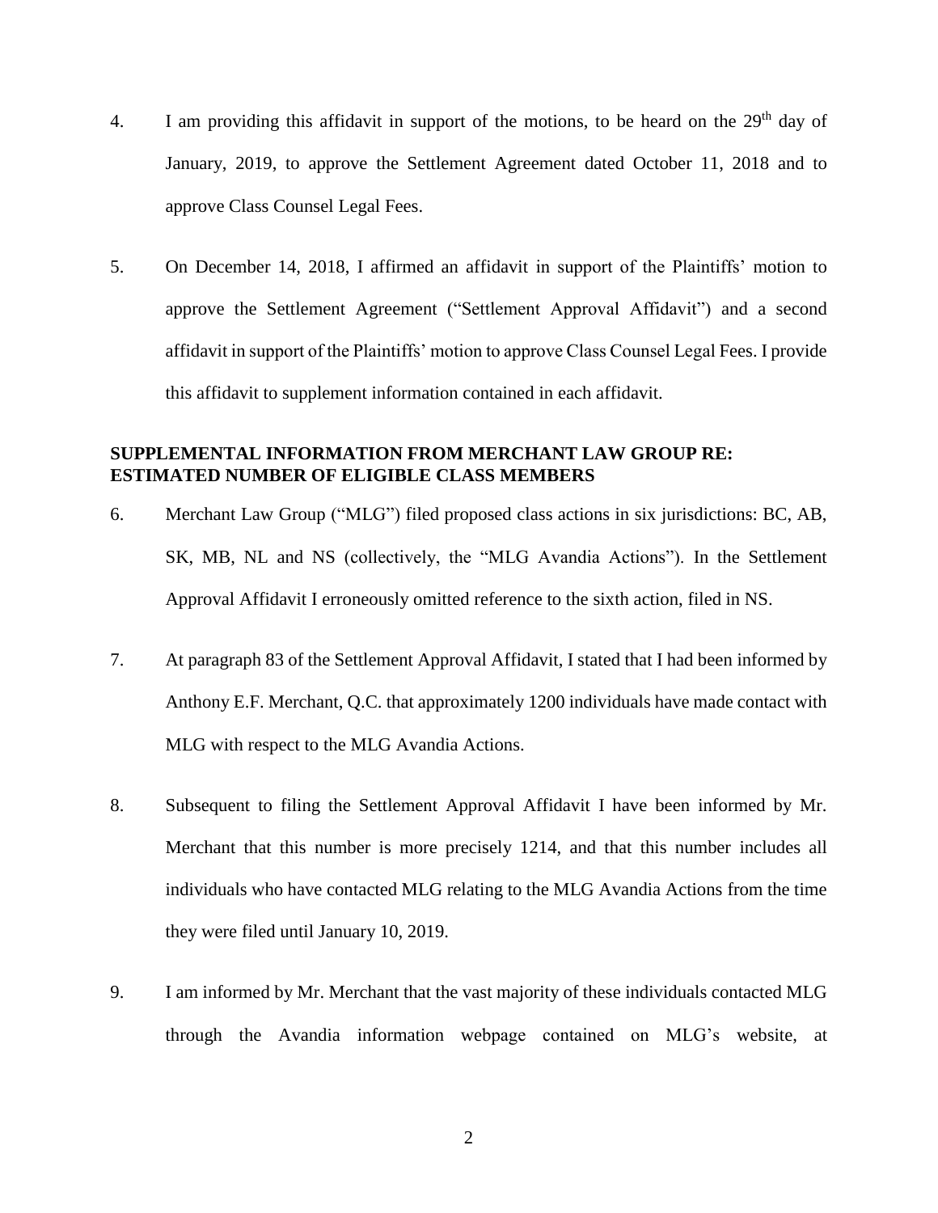4. I am providing this affidavit in support of the motions, to be heard on the 29th day of January, 2019, to approve the Settlement Agreement dated October 11, 2018 and to approve Class Counsel Legal Fees.

5. On December 14, 2018, I affirmed an affidavit in support of the Plaintiffs' motion to approve the Settlement Agreement ("Settlement Approval Affidavit") and a second affidavit in support of the Plaintiffs' motion to approve Class Counsel Legal Fees. I provide this affidavit to supplement information contained in each affidavit.

**SUPPLEMENTAL INFORMATION FROM MERCHANT LAW GROUP RE: ESTIMATED NUMBER OF ELIGIBLE CLASS MEMBERS**

6. Merchant Law Group ("MLG") filed proposed class actions in six jurisdictions: BC, AB, SK, MB, NL and NS (collectively, the "MLG Avandia Actions"). In the Settlement Approval Affidavit I erroneously omitted reference to the sixth action, filed in NS.

7. At paragraph 83 of the Settlement Approval Affidavit, I stated that I had been informed by Anthony E.F. Merchant, Q.C. that approximately 1200 individuals have made contact with MLG with respect to the MLG Avandia Actions.

8. Subsequent to filing the Settlement Approval Affidavit I have been informed by Mr. Merchant that this number is more precisely 1214, and that this number includes all individuals who have contacted MLG relating to the MLG Avandia Actions from the time they were filed until January 10, 2019.

9. I am informed by Mr. Merchant that the vast majority of these individuals contacted MLG through the Avandia information webpage contained on MLG's website, at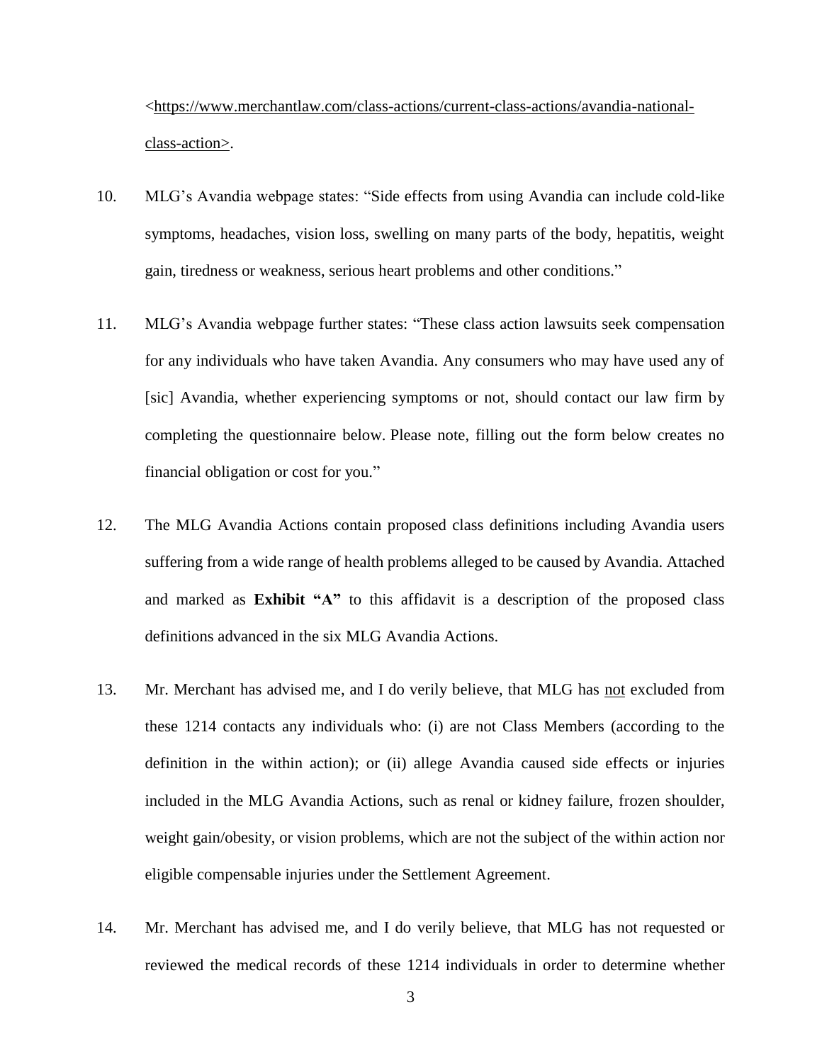<https://www.merchantlaw.com/class-actions/current-class-actions/avandia-national-class-action>.

10. MLG's Avandia webpage states: "Side effects from using Avandia can include cold-like symptoms, headaches, vision loss, swelling on many parts of the body, hepatitis, weight gain, tiredness or weakness, serious heart problems and other conditions."

11. MLG's Avandia webpage further states: "These class action lawsuits seek compensation for any individuals who have taken Avandia. Any consumers who may have used any of [sic] Avandia, whether experiencing symptoms or not, should contact our law firm by completing the questionnaire below. Please note, filling out the form below creates no financial obligation or cost for you."

12. The MLG Avandia Actions contain proposed class definitions including Avandia users suffering from a wide range of health problems alleged to be caused by Avandia. Attached and marked as **Exhibit "A"** to this affidavit is a description of the proposed class definitions advanced in the six MLG Avandia Actions.

13. Mr. Merchant has advised me, and I do verily believe, that MLG has <u>not</u> excluded from these 1214 contacts any individuals who: (i) are not Class Members (according to the definition in the within action); or (ii) allege Avandia caused side effects or injuries included in the MLG Avandia Actions, such as renal or kidney failure, frozen shoulder, weight gain/obesity, or vision problems, which are not the subject of the within action nor eligible compensable injuries under the Settlement Agreement.

14. Mr. Merchant has advised me, and I do verily believe, that MLG has not requested or reviewed the medical records of these 1214 individuals in order to determine whether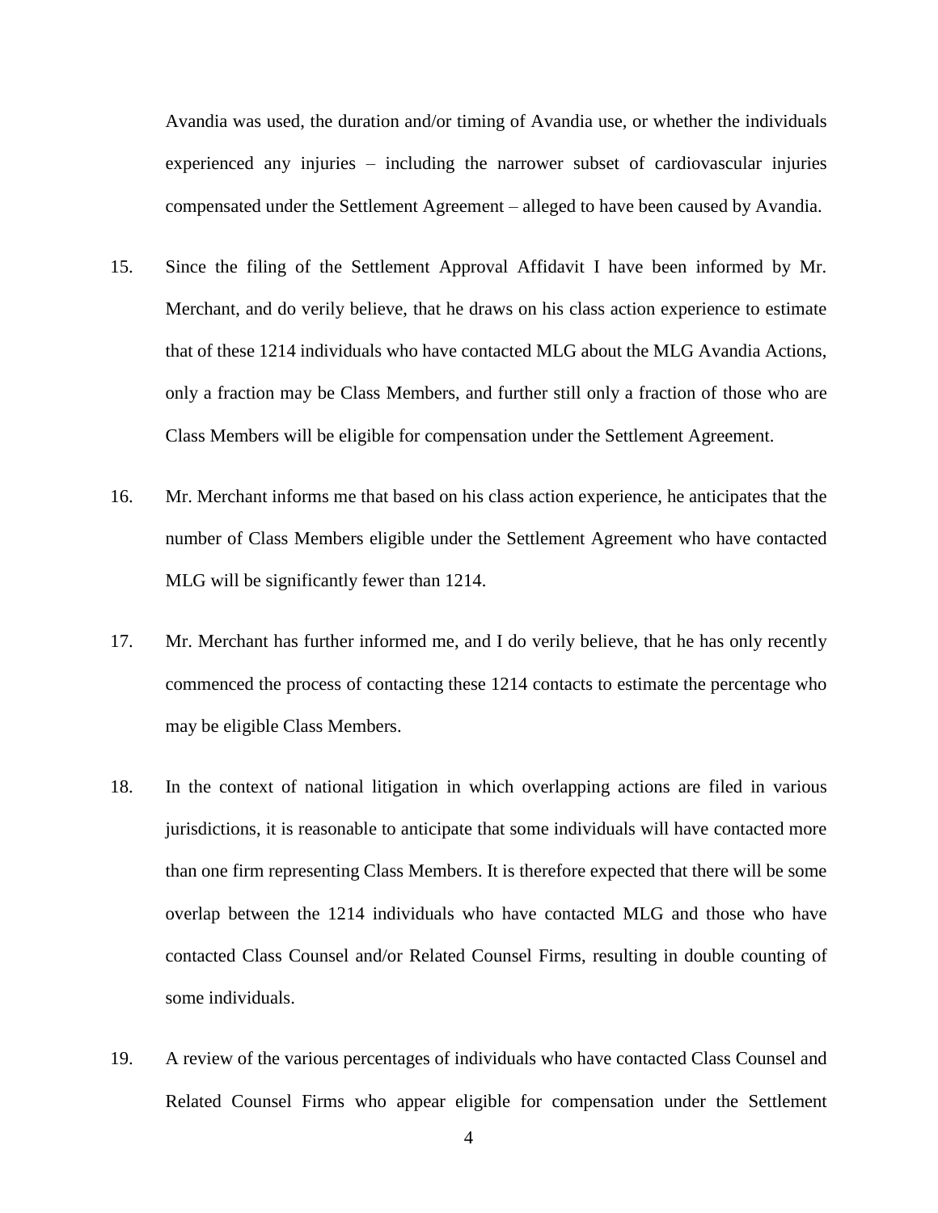Avandia was used, the duration and/or timing of Avandia use, or whether the individuals experienced any injuries – including the narrower subset of cardiovascular injuries compensated under the Settlement Agreement – alleged to have been caused by Avandia.

15. Since the filing of the Settlement Approval Affidavit I have been informed by Mr. Merchant, and do verily believe, that he draws on his class action experience to estimate that of these 1214 individuals who have contacted MLG about the MLG Avandia Actions, only a fraction may be Class Members, and further still only a fraction of those who are Class Members will be eligible for compensation under the Settlement Agreement.

16. Mr. Merchant informs me that based on his class action experience, he anticipates that the number of Class Members eligible under the Settlement Agreement who have contacted MLG will be significantly fewer than 1214.

17. Mr. Merchant has further informed me, and I do verily believe, that he has only recently commenced the process of contacting these 1214 contacts to estimate the percentage who may be eligible Class Members.

18. In the context of national litigation in which overlapping actions are filed in various jurisdictions, it is reasonable to anticipate that some individuals will have contacted more than one firm representing Class Members. It is therefore expected that there will be some overlap between the 1214 individuals who have contacted MLG and those who have contacted Class Counsel and/or Related Counsel Firms, resulting in double counting of some individuals.

19. A review of the various percentages of individuals who have contacted Class Counsel and Related Counsel Firms who appear eligible for compensation under the Settlement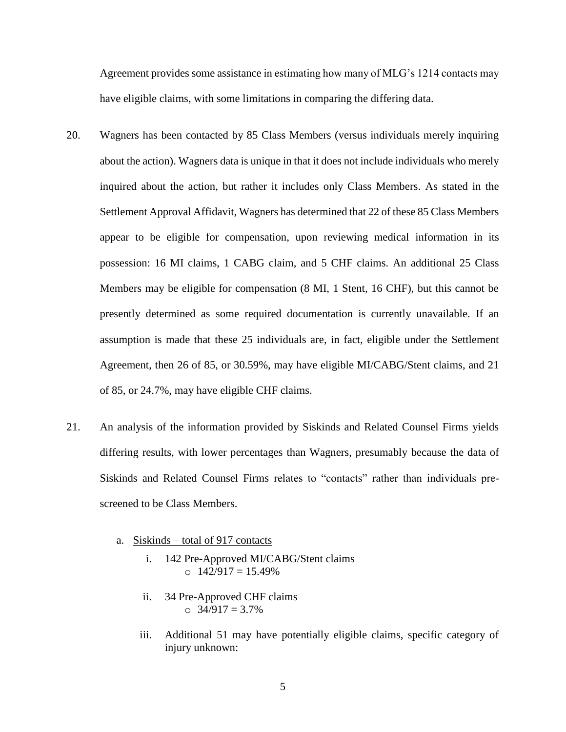Agreement provides some assistance in estimating how many of MLG's 1214 contacts may have eligible claims, with some limitations in comparing the differing data.

20. Wagners has been contacted by 85 Class Members (versus individuals merely inquiring about the action). Wagners data is unique in that it does not include individuals who merely inquired about the action, but rather it includes only Class Members. As stated in the Settlement Approval Affidavit, Wagners has determined that 22 of these 85 Class Members appear to be eligible for compensation, upon reviewing medical information in its possession: 16 MI claims, 1 CABG claim, and 5 CHF claims. An additional 25 Class Members may be eligible for compensation (8 MI, 1 Stent, 16 CHF), but this cannot be presently determined as some required documentation is currently unavailable. If an assumption is made that these 25 individuals are, in fact, eligible under the Settlement Agreement, then 26 of 85, or 30.59%, may have eligible MI/CABG/Stent claims, and 21 of 85, or 24.7%, may have eligible CHF claims.

21. An analysis of the information provided by Siskinds and Related Counsel Firms yields differing results, with lower percentages than Wagners, presumably because the data of Siskinds and Related Counsel Firms relates to "contacts" rather than individuals pre-screened to be Class Members.

    a. <u>Siskinds – total of 917 contacts</u>

        i. 142 Pre-Approved MI/CABG/Stent claims
            - 142/917 = 15.49%

        ii. 34 Pre-Approved CHF claims
            - 34/917 = 3.7%

        iii. Additional 51 may have potentially eligible claims, specific category of injury unknown: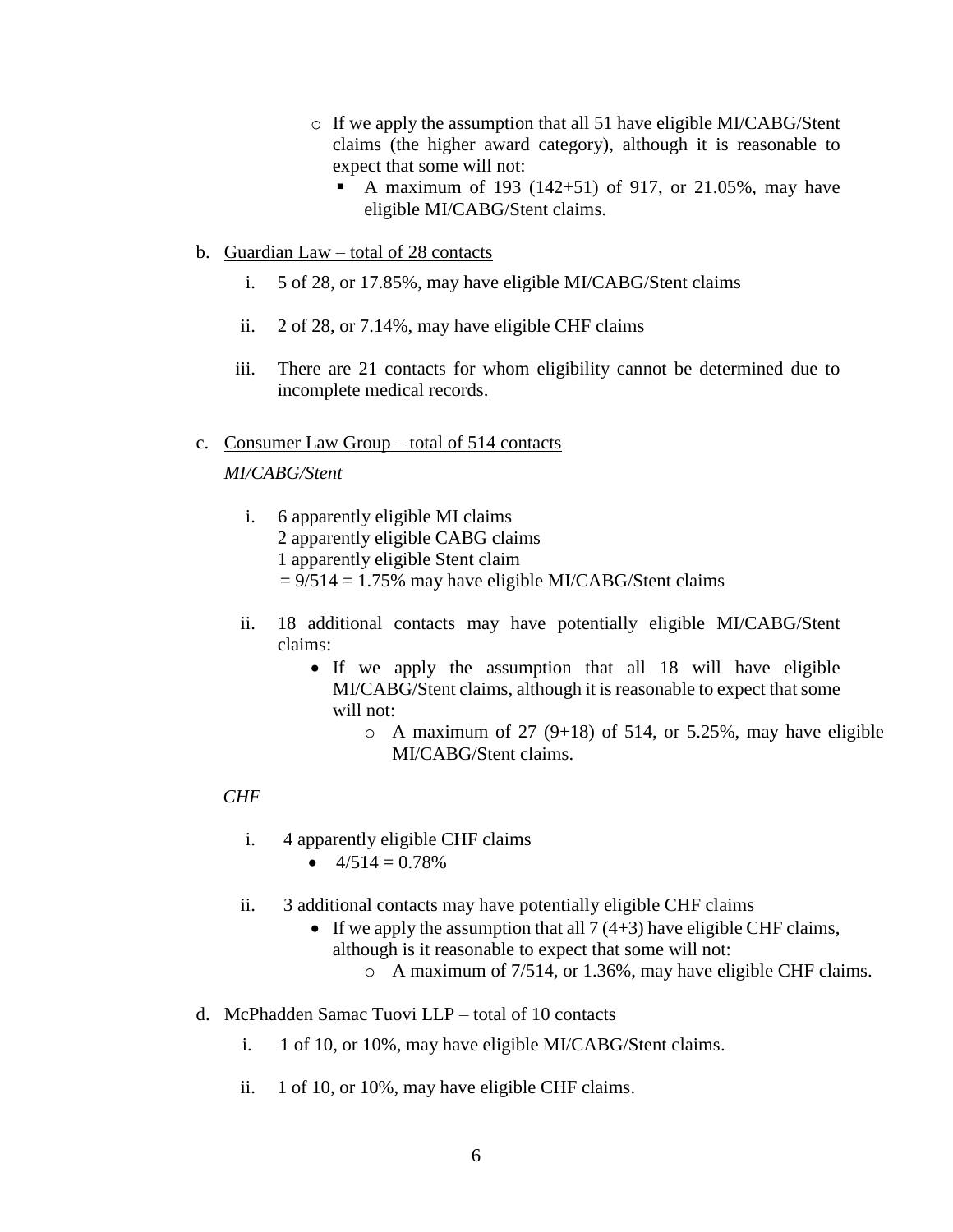- If we apply the assumption that all 51 have eligible MI/CABG/Stent claims (the higher award category), although it is reasonable to expect that some will not:
  - A maximum of 193 (142+51) of 917, or 21.05%, may have eligible MI/CABG/Stent claims.

b. Guardian Law – total of 28 contacts

  i. 5 of 28, or 17.85%, may have eligible MI/CABG/Stent claims

  ii. 2 of 28, or 7.14%, may have eligible CHF claims

  iii. There are 21 contacts for whom eligibility cannot be determined due to incomplete medical records.

c. Consumer Law Group – total of 514 contacts

*MI/CABG/Stent*

  i. 6 apparently eligible MI claims
     2 apparently eligible CABG claims
     1 apparently eligible Stent claim
     = 9/514 = 1.75% may have eligible MI/CABG/Stent claims

  ii. 18 additional contacts may have potentially eligible MI/CABG/Stent claims:
     - If we apply the assumption that all 18 will have eligible MI/CABG/Stent claims, although it is reasonable to expect that some will not:
       - A maximum of 27 (9+18) of 514, or 5.25%, may have eligible MI/CABG/Stent claims.

*CHF*

  i. 4 apparently eligible CHF claims
     - 4/514 = 0.78%

  ii. 3 additional contacts may have potentially eligible CHF claims
     - If we apply the assumption that all 7 (4+3) have eligible CHF claims, although is it reasonable to expect that some will not:
       - A maximum of 7/514, or 1.36%, may have eligible CHF claims.

d. McPhadden Samac Tuovi LLP – total of 10 contacts

  i. 1 of 10, or 10%, may have eligible MI/CABG/Stent claims.

  ii. 1 of 10, or 10%, may have eligible CHF claims.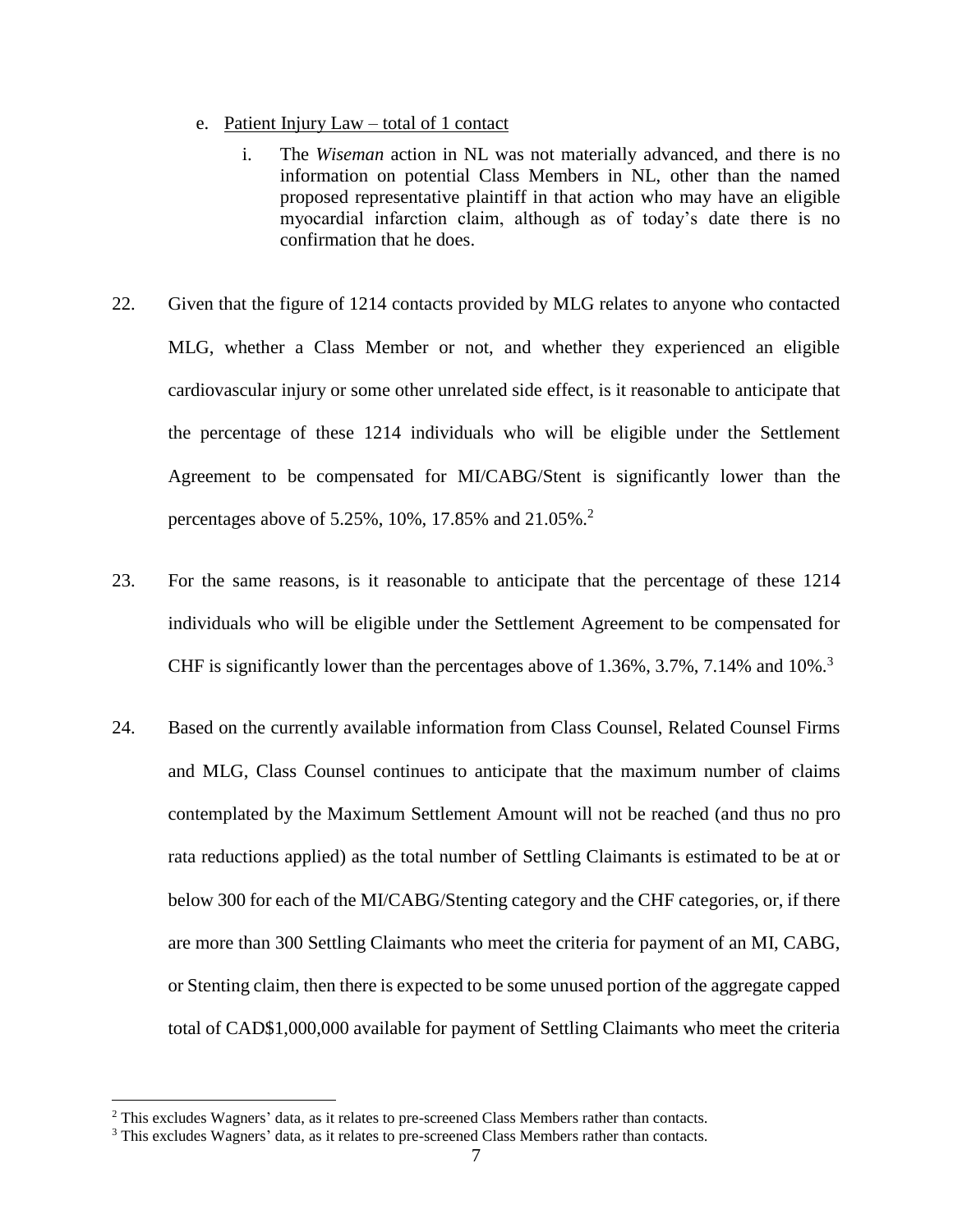e. <u>Patient Injury Law – total of 1 contact</u>

   i. The *Wiseman* action in NL was not materially advanced, and there is no information on potential Class Members in NL, other than the named proposed representative plaintiff in that action who may have an eligible myocardial infarction claim, although as of today's date there is no confirmation that he does.

22. Given that the figure of 1214 contacts provided by MLG relates to anyone who contacted MLG, whether a Class Member or not, and whether they experienced an eligible cardiovascular injury or some other unrelated side effect, is it reasonable to anticipate that the percentage of these 1214 individuals who will be eligible under the Settlement Agreement to be compensated for MI/CABG/Stent is significantly lower than the percentages above of 5.25%, 10%, 17.85% and 21.05%.[2]

23. For the same reasons, is it reasonable to anticipate that the percentage of these 1214 individuals who will be eligible under the Settlement Agreement to be compensated for CHF is significantly lower than the percentages above of 1.36%, 3.7%, 7.14% and 10%.[3]

24. Based on the currently available information from Class Counsel, Related Counsel Firms and MLG, Class Counsel continues to anticipate that the maximum number of claims contemplated by the Maximum Settlement Amount will not be reached (and thus no pro rata reductions applied) as the total number of Settling Claimants is estimated to be at or below 300 for each of the MI/CABG/Stenting category and the CHF categories, or, if there are more than 300 Settling Claimants who meet the criteria for payment of an MI, CABG, or Stenting claim, then there is expected to be some unused portion of the aggregate capped total of CAD$1,000,000 available for payment of Settling Claimants who meet the criteria

---

[2] This excludes Wagners' data, as it relates to pre-screened Class Members rather than contacts.

[3] This excludes Wagners' data, as it relates to pre-screened Class Members rather than contacts.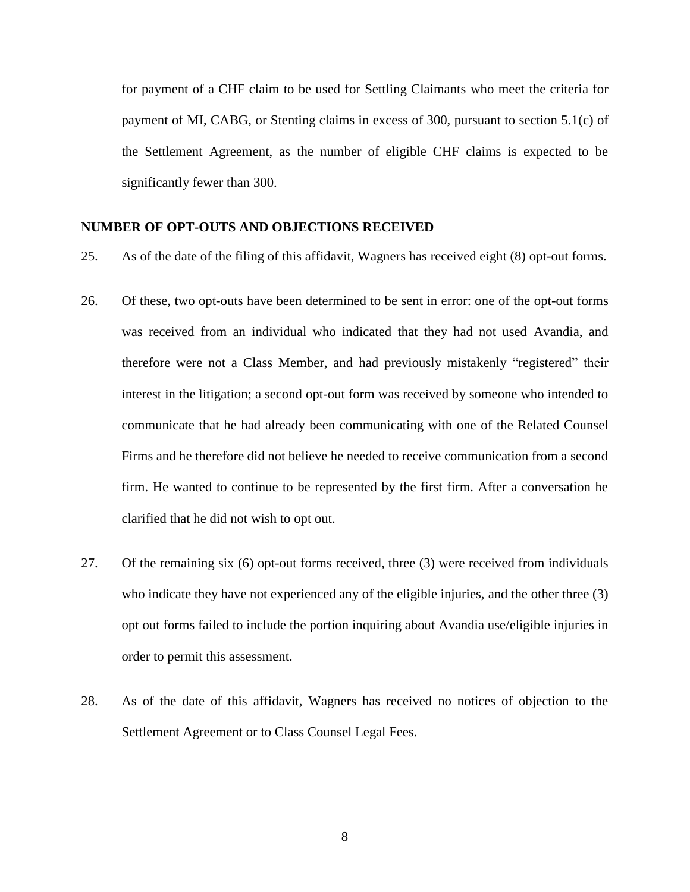for payment of a CHF claim to be used for Settling Claimants who meet the criteria for payment of MI, CABG, or Stenting claims in excess of 300, pursuant to section 5.1(c) of the Settlement Agreement, as the number of eligible CHF claims is expected to be significantly fewer than 300.

**NUMBER OF OPT-OUTS AND OBJECTIONS RECEIVED**

25. As of the date of the filing of this affidavit, Wagners has received eight (8) opt-out forms.

26. Of these, two opt-outs have been determined to be sent in error: one of the opt-out forms was received from an individual who indicated that they had not used Avandia, and therefore were not a Class Member, and had previously mistakenly "registered" their interest in the litigation; a second opt-out form was received by someone who intended to communicate that he had already been communicating with one of the Related Counsel Firms and he therefore did not believe he needed to receive communication from a second firm. He wanted to continue to be represented by the first firm. After a conversation he clarified that he did not wish to opt out.

27. Of the remaining six (6) opt-out forms received, three (3) were received from individuals who indicate they have not experienced any of the eligible injuries, and the other three (3) opt out forms failed to include the portion inquiring about Avandia use/eligible injuries in order to permit this assessment.

28. As of the date of this affidavit, Wagners has received no notices of objection to the Settlement Agreement or to Class Counsel Legal Fees.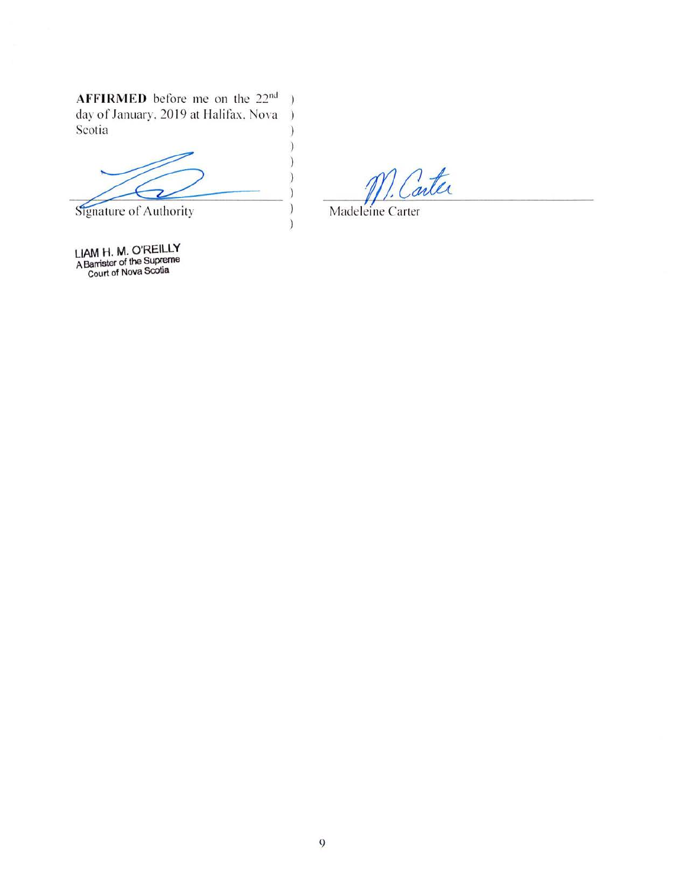**AFFIRMED** before me on the 22nd day of January, 2019 at Halifax, Nova Scotia

Signature of Authority

LIAM H. M. O'REILLY
A Barrister of the Supreme Court of Nova Scotia

Madeleine Carter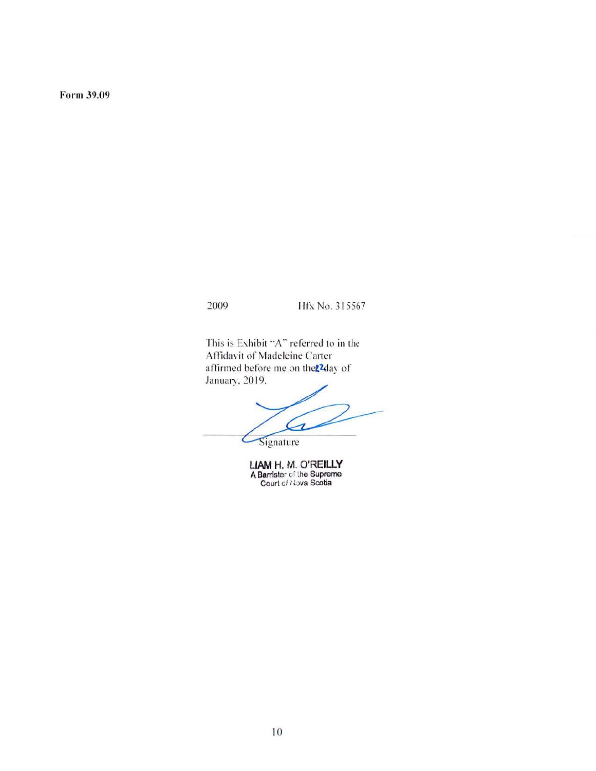Form 39.09

2009 Hfx No. 315567

This is Exhibit "A" referred to in the Affidavit of Madeleine Carter affirmed before me on the 22 day of January, 2019.

Signature

**LIAM H. M. O'REILLY**
**A Barrister of the Supreme Court of Nova Scotia**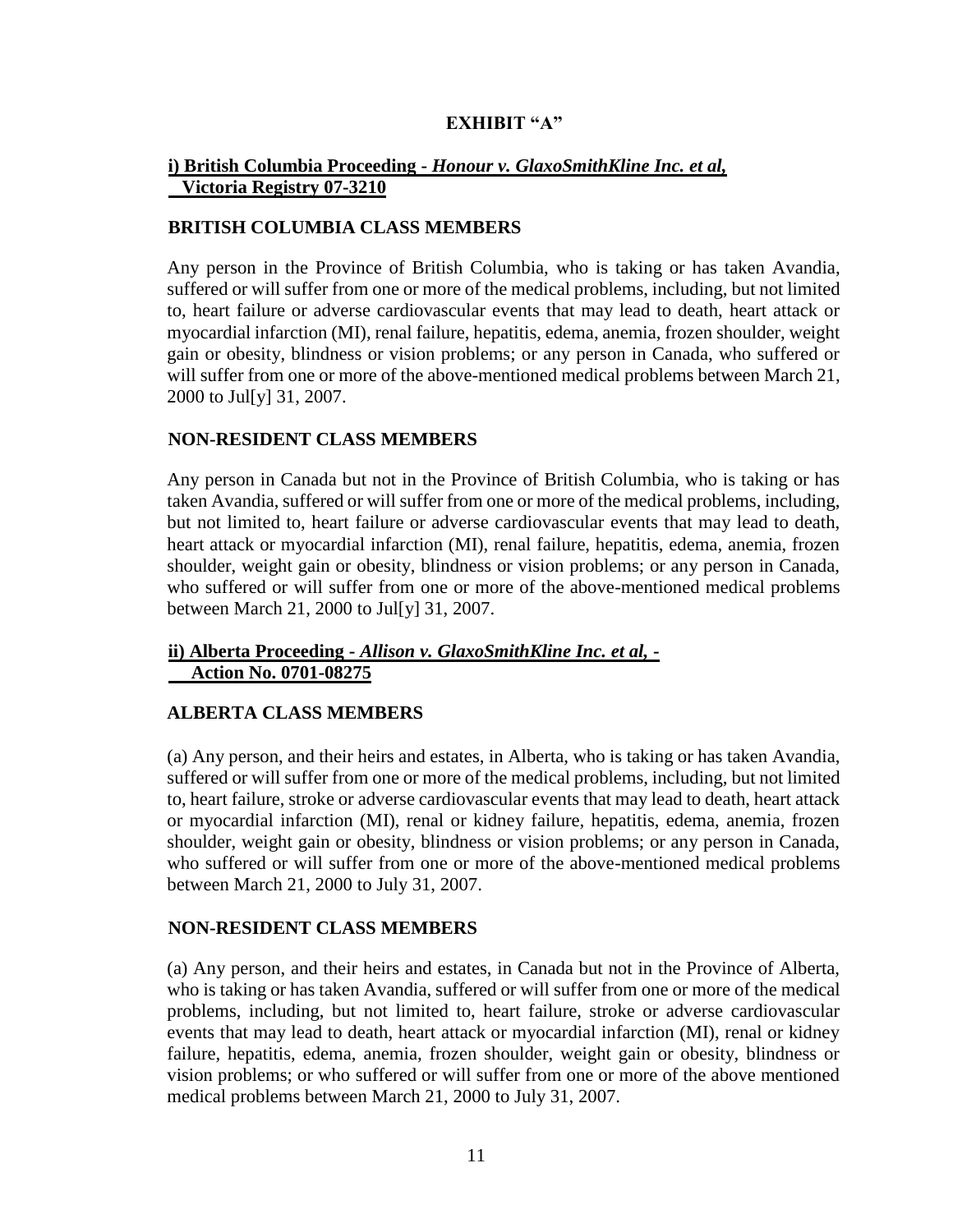# EXHIBIT "A"

## i) British Columbia Proceeding - *Honour v. GlaxoSmithKline Inc. et al,* Victoria Registry 07-3210

### BRITISH COLUMBIA CLASS MEMBERS

Any person in the Province of British Columbia, who is taking or has taken Avandia, suffered or will suffer from one or more of the medical problems, including, but not limited to, heart failure or adverse cardiovascular events that may lead to death, heart attack or myocardial infarction (MI), renal failure, hepatitis, edema, anemia, frozen shoulder, weight gain or obesity, blindness or vision problems; or any person in Canada, who suffered or will suffer from one or more of the above-mentioned medical problems between March 21, 2000 to Jul[y] 31, 2007.

### NON-RESIDENT CLASS MEMBERS

Any person in Canada but not in the Province of British Columbia, who is taking or has taken Avandia, suffered or will suffer from one or more of the medical problems, including, but not limited to, heart failure or adverse cardiovascular events that may lead to death, heart attack or myocardial infarction (MI), renal failure, hepatitis, edema, anemia, frozen shoulder, weight gain or obesity, blindness or vision problems; or any person in Canada, who suffered or will suffer from one or more of the above-mentioned medical problems between March 21, 2000 to Jul[y] 31, 2007.

## ii) Alberta Proceeding - *Allison v. GlaxoSmithKline Inc. et al,* - Action No. 0701-08275

### ALBERTA CLASS MEMBERS

(a) Any person, and their heirs and estates, in Alberta, who is taking or has taken Avandia, suffered or will suffer from one or more of the medical problems, including, but not limited to, heart failure, stroke or adverse cardiovascular events that may lead to death, heart attack or myocardial infarction (MI), renal or kidney failure, hepatitis, edema, anemia, frozen shoulder, weight gain or obesity, blindness or vision problems; or any person in Canada, who suffered or will suffer from one or more of the above-mentioned medical problems between March 21, 2000 to July 31, 2007.

### NON-RESIDENT CLASS MEMBERS

(a) Any person, and their heirs and estates, in Canada but not in the Province of Alberta, who is taking or has taken Avandia, suffered or will suffer from one or more of the medical problems, including, but not limited to, heart failure, stroke or adverse cardiovascular events that may lead to death, heart attack or myocardial infarction (MI), renal or kidney failure, hepatitis, edema, anemia, frozen shoulder, weight gain or obesity, blindness or vision problems; or who suffered or will suffer from one or more of the above mentioned medical problems between March 21, 2000 to July 31, 2007.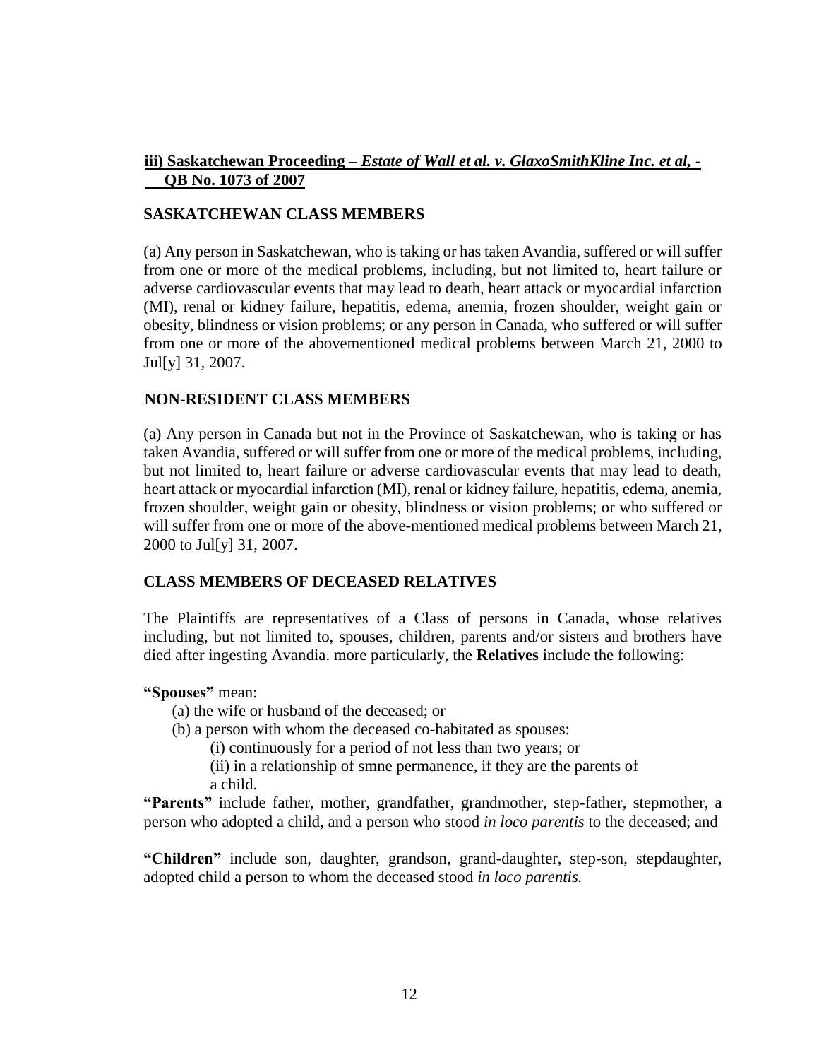### <u>iii) Saskatchewan Proceeding – *Estate of Wall et al. v. GlaxoSmithKline Inc. et al,* - QB No. 1073 of 2007</u>

**SASKATCHEWAN CLASS MEMBERS**

(a) Any person in Saskatchewan, who is taking or has taken Avandia, suffered or will suffer from one or more of the medical problems, including, but not limited to, heart failure or adverse cardiovascular events that may lead to death, heart attack or myocardial infarction (MI), renal or kidney failure, hepatitis, edema, anemia, frozen shoulder, weight gain or obesity, blindness or vision problems; or any person in Canada, who suffered or will suffer from one or more of the abovementioned medical problems between March 21, 2000 to Jul[y] 31, 2007.

**NON-RESIDENT CLASS MEMBERS**

(a) Any person in Canada but not in the Province of Saskatchewan, who is taking or has taken Avandia, suffered or will suffer from one or more of the medical problems, including, but not limited to, heart failure or adverse cardiovascular events that may lead to death, heart attack or myocardial infarction (MI), renal or kidney failure, hepatitis, edema, anemia, frozen shoulder, weight gain or obesity, blindness or vision problems; or who suffered or will suffer from one or more of the above-mentioned medical problems between March 21, 2000 to Jul[y] 31, 2007.

**CLASS MEMBERS OF DECEASED RELATIVES**

The Plaintiffs are representatives of a Class of persons in Canada, whose relatives including, but not limited to, spouses, children, parents and/or sisters and brothers have died after ingesting Avandia. more particularly, the **Relatives** include the following:

**"Spouses"** mean:

(a) the wife or husband of the deceased; or

(b) a person with whom the deceased co-habitated as spouses:

(i) continuously for a period of not less than two years; or

(ii) in a relationship of smne permanence, if they are the parents of a child.

**"Parents"** include father, mother, grandfather, grandmother, step-father, stepmother, a person who adopted a child, and a person who stood *in loco parentis* to the deceased; and

**"Children"** include son, daughter, grandson, grand-daughter, step-son, stepdaughter, adopted child a person to whom the deceased stood *in loco parentis.*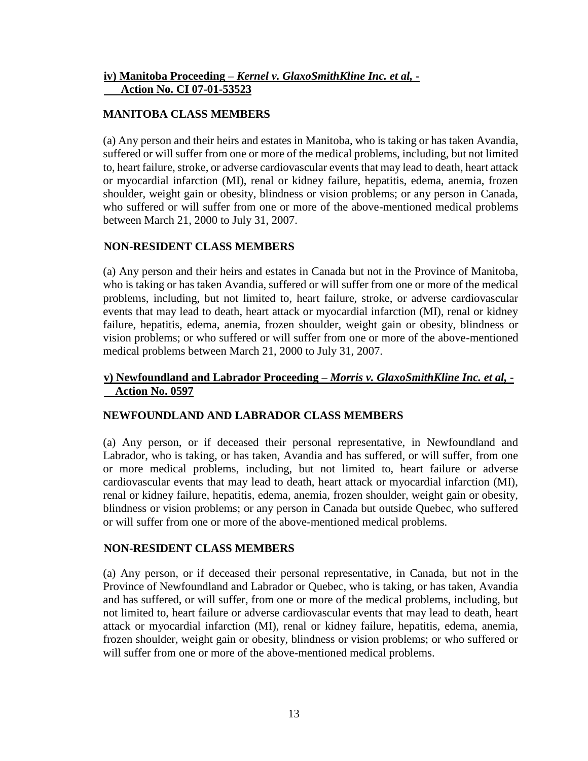**iv) Manitoba Proceeding – *Kernel v. GlaxoSmithKline Inc. et al,* - Action No. CI 07-01-53523**

**MANITOBA CLASS MEMBERS**

(a) Any person and their heirs and estates in Manitoba, who is taking or has taken Avandia, suffered or will suffer from one or more of the medical problems, including, but not limited to, heart failure, stroke, or adverse cardiovascular events that may lead to death, heart attack or myocardial infarction (MI), renal or kidney failure, hepatitis, edema, anemia, frozen shoulder, weight gain or obesity, blindness or vision problems; or any person in Canada, who suffered or will suffer from one or more of the above-mentioned medical problems between March 21, 2000 to July 31, 2007.

**NON-RESIDENT CLASS MEMBERS**

(a) Any person and their heirs and estates in Canada but not in the Province of Manitoba, who is taking or has taken Avandia, suffered or will suffer from one or more of the medical problems, including, but not limited to, heart failure, stroke, or adverse cardiovascular events that may lead to death, heart attack or myocardial infarction (MI), renal or kidney failure, hepatitis, edema, anemia, frozen shoulder, weight gain or obesity, blindness or vision problems; or who suffered or will suffer from one or more of the above-mentioned medical problems between March 21, 2000 to July 31, 2007.

**v) Newfoundland and Labrador Proceeding – *Morris v. GlaxoSmithKline Inc. et al,* - Action No. 0597**

**NEWFOUNDLAND AND LABRADOR CLASS MEMBERS**

(a) Any person, or if deceased their personal representative, in Newfoundland and Labrador, who is taking, or has taken, Avandia and has suffered, or will suffer, from one or more medical problems, including, but not limited to, heart failure or adverse cardiovascular events that may lead to death, heart attack or myocardial infarction (MI), renal or kidney failure, hepatitis, edema, anemia, frozen shoulder, weight gain or obesity, blindness or vision problems; or any person in Canada but outside Quebec, who suffered or will suffer from one or more of the above-mentioned medical problems.

**NON-RESIDENT CLASS MEMBERS**

(a) Any person, or if deceased their personal representative, in Canada, but not in the Province of Newfoundland and Labrador or Quebec, who is taking, or has taken, Avandia and has suffered, or will suffer, from one or more of the medical problems, including, but not limited to, heart failure or adverse cardiovascular events that may lead to death, heart attack or myocardial infarction (MI), renal or kidney failure, hepatitis, edema, anemia, frozen shoulder, weight gain or obesity, blindness or vision problems; or who suffered or will suffer from one or more of the above-mentioned medical problems.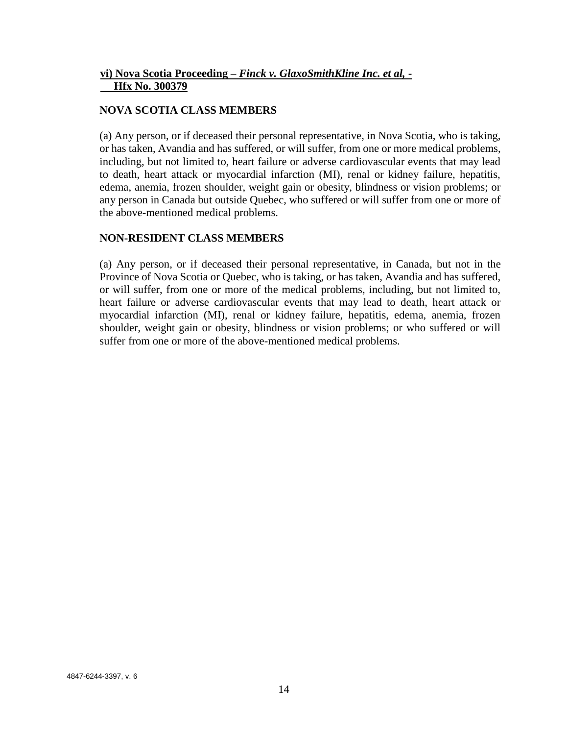**vi) Nova Scotia Proceeding – *Finck v. GlaxoSmithKline Inc. et al,* - Hfx No. 300379**

**NOVA SCOTIA CLASS MEMBERS**

(a) Any person, or if deceased their personal representative, in Nova Scotia, who is taking, or has taken, Avandia and has suffered, or will suffer, from one or more medical problems, including, but not limited to, heart failure or adverse cardiovascular events that may lead to death, heart attack or myocardial infarction (MI), renal or kidney failure, hepatitis, edema, anemia, frozen shoulder, weight gain or obesity, blindness or vision problems; or any person in Canada but outside Quebec, who suffered or will suffer from one or more of the above-mentioned medical problems.

**NON-RESIDENT CLASS MEMBERS**

(a) Any person, or if deceased their personal representative, in Canada, but not in the Province of Nova Scotia or Quebec, who is taking, or has taken, Avandia and has suffered, or will suffer, from one or more of the medical problems, including, but not limited to, heart failure or adverse cardiovascular events that may lead to death, heart attack or myocardial infarction (MI), renal or kidney failure, hepatitis, edema, anemia, frozen shoulder, weight gain or obesity, blindness or vision problems; or who suffered or will suffer from one or more of the above-mentioned medical problems.

4847-6244-3397, v. 6